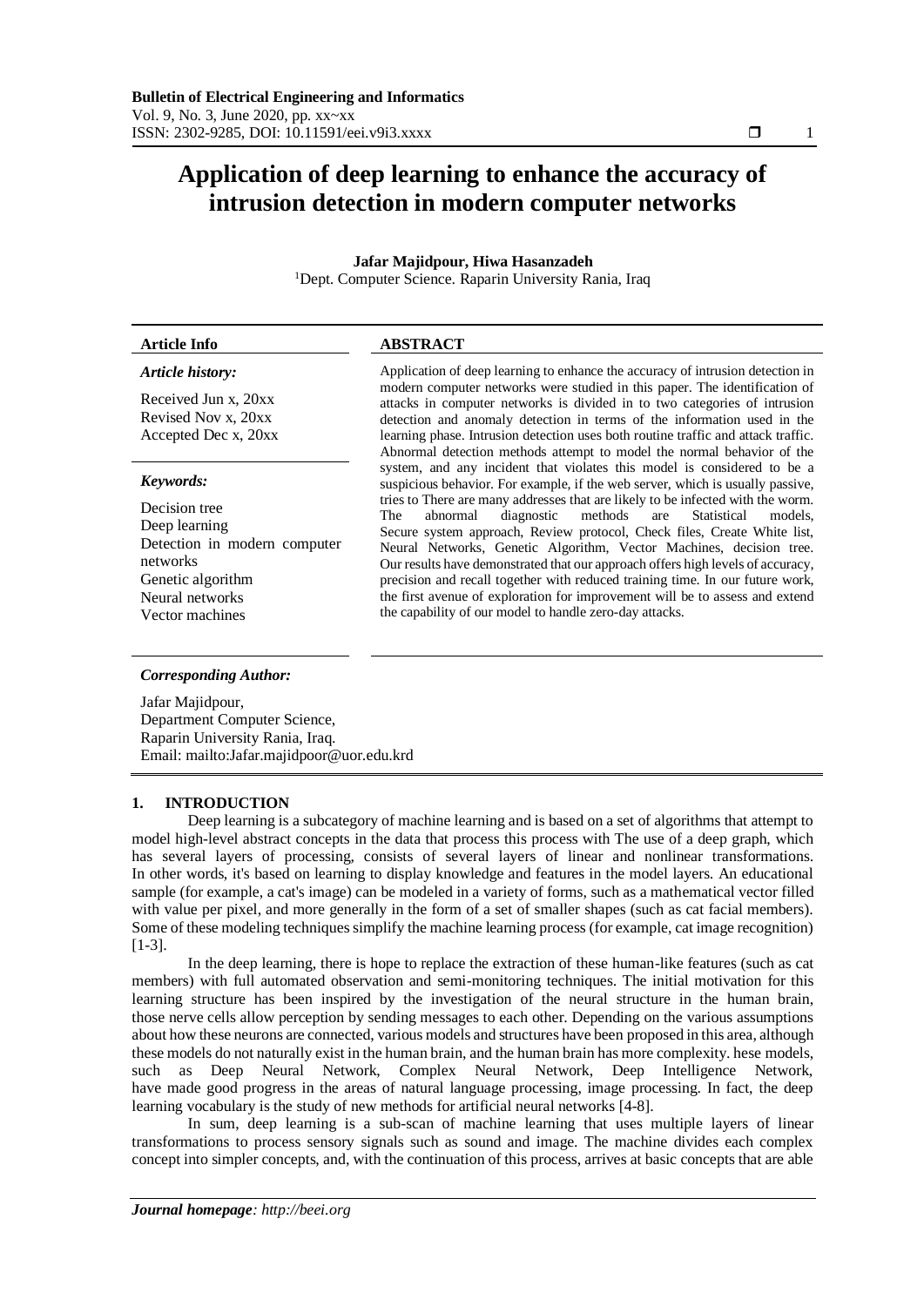# Application of deep learning to enhance the accuracy of intrusion detection in modern computer networks

**Jafar Majidpour, Hiwa Hasanzadeh**

[1]Dept. Computer Science. Raparin University Rania, Iraq

| **Article Info** | **ABSTRACT** |
|---|---|
| ***Article history:*** Received Jun x, 20xx Revised Nov x, 20xx Accepted Dec x, 20xx | Application of deep learning to enhance the accuracy of intrusion detection in modern computer networks were studied in this paper. The identification of attacks in computer networks is divided in to two categories of intrusion detection and anomaly detection in terms of the information used in the learning phase. Intrusion detection uses both routine traffic and attack traffic. Abnormal detection methods attempt to model the normal behavior of the system, and any incident that violates this model is considered to be a suspicious behavior. For example, if the web server, which is usually passive, tries to There are many addresses that are likely to be infected with the worm. The abnormal diagnostic methods are Statistical models, Secure system approach, Review protocol, Check files, Create White list, Neural Networks, Genetic Algorithm, Vector Machines, decision tree. Our results have demonstrated that our approach offers high levels of accuracy, precision and recall together with reduced training time. In our future work, the first avenue of exploration for improvement will be to assess and extend the capability of our model to handle zero-day attacks. |
| ***Keywords:*** Decision tree Deep learning Detection in modern computer networks Genetic algorithm Neural networks Vector machines | |

***Corresponding Author:***

Jafar Majidpour,
Department Computer Science,
Raparin University Rania, Iraq.
Email: mailto:Jafar.majidpoor@uor.edu.krd

## 1. INTRODUCTION

Deep learning is a subcategory of machine learning and is based on a set of algorithms that attempt to model high-level abstract concepts in the data that process this process with The use of a deep graph, which has several layers of processing, consists of several layers of linear and nonlinear transformations. In other words, it's based on learning to display knowledge and features in the model layers. An educational sample (for example, a cat's image) can be modeled in a variety of forms, such as a mathematical vector filled with value per pixel, and more generally in the form of a set of smaller shapes (such as cat facial members). Some of these modeling techniques simplify the machine learning process (for example, cat image recognition) [1-3].

In the deep learning, there is hope to replace the extraction of these human-like features (such as cat members) with full automated observation and semi-monitoring techniques. The initial motivation for this learning structure has been inspired by the investigation of the neural structure in the human brain, those nerve cells allow perception by sending messages to each other. Depending on the various assumptions about how these neurons are connected, various models and structures have been proposed in this area, although these models do not naturally exist in the human brain, and the human brain has more complexity. hese models, such as Deep Neural Network, Complex Neural Network, Deep Intelligence Network, have made good progress in the areas of natural language processing, image processing. In fact, the deep learning vocabulary is the study of new methods for artificial neural networks [4-8].

In sum, deep learning is a sub-scan of machine learning that uses multiple layers of linear transformations to process sensory signals such as sound and image. The machine divides each complex concept into simpler concepts, and, with the continuation of this process, arrives at basic concepts that are able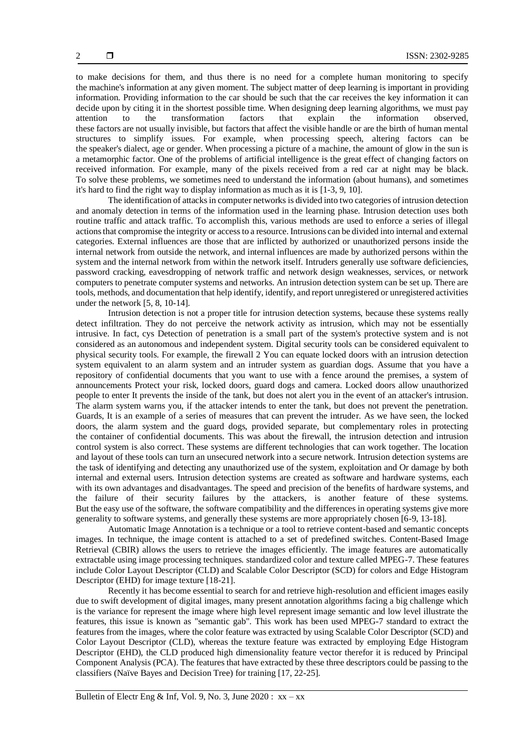to make decisions for them, and thus there is no need for a complete human monitoring to specify the machine's information at any given moment. The subject matter of deep learning is important in providing information. Providing information to the car should be such that the car receives the key information it can decide upon by citing it in the shortest possible time. When designing deep learning algorithms, we must pay attention to the transformation factors that explain the information observed, these factors are not usually invisible, but factors that affect the visible handle or are the birth of human mental structures to simplify issues. For example, when processing speech, altering factors can be the speaker's dialect, age or gender. When processing a picture of a machine, the amount of glow in the sun is a metamorphic factor. One of the problems of artificial intelligence is the great effect of changing factors on received information. For example, many of the pixels received from a red car at night may be black. To solve these problems, we sometimes need to understand the information (about humans), and sometimes it's hard to find the right way to display information as much as it is [1-3, 9, 10].

The identification of attacks in computer networks is divided into two categories of intrusion detection and anomaly detection in terms of the information used in the learning phase. Intrusion detection uses both routine traffic and attack traffic. To accomplish this, various methods are used to enforce a series of illegal actions that compromise the integrity or access to a resource. Intrusions can be divided into internal and external categories. External influences are those that are inflicted by authorized or unauthorized persons inside the internal network from outside the network, and internal influences are made by authorized persons within the system and the internal network from within the network itself. Intruders generally use software deficiencies, password cracking, eavesdropping of network traffic and network design weaknesses, services, or network computers to penetrate computer systems and networks. An intrusion detection system can be set up. There are tools, methods, and documentation that help identify, identify, and report unregistered or unregistered activities under the network [5, 8, 10-14].

Intrusion detection is not a proper title for intrusion detection systems, because these systems really detect infiltration. They do not perceive the network activity as intrusion, which may not be essentially intrusive. In fact, cys Detection of penetration is a small part of the system's protective system and is not considered as an autonomous and independent system. Digital security tools can be considered equivalent to physical security tools. For example, the firewall 2 You can equate locked doors with an intrusion detection system equivalent to an alarm system and an intruder system as guardian dogs. Assume that you have a repository of confidential documents that you want to use with a fence around the premises, a system of announcements Protect your risk, locked doors, guard dogs and camera. Locked doors allow unauthorized people to enter It prevents the inside of the tank, but does not alert you in the event of an attacker's intrusion. The alarm system warns you, if the attacker intends to enter the tank, but does not prevent the penetration. Guards, It is an example of a series of measures that can prevent the intruder. As we have seen, the locked doors, the alarm system and the guard dogs, provided separate, but complementary roles in protecting the container of confidential documents. This was about the firewall, the intrusion detection and intrusion control system is also correct. These systems are different technologies that can work together. The location and layout of these tools can turn an unsecured network into a secure network. Intrusion detection systems are the task of identifying and detecting any unauthorized use of the system, exploitation and Or damage by both internal and external users. Intrusion detection systems are created as software and hardware systems, each with its own advantages and disadvantages. The speed and precision of the benefits of hardware systems, and the failure of their security failures by the attackers, is another feature of these systems. But the easy use of the software, the software compatibility and the differences in operating systems give more generality to software systems, and generally these systems are more appropriately chosen [6-9, 13-18].

Automatic Image Annotation is a technique or a tool to retrieve content-based and semantic concepts images. In technique, the image content is attached to a set of predefined switches. Content-Based Image Retrieval (CBIR) allows the users to retrieve the images efficiently. The image features are automatically extractable using image processing techniques. standardized color and texture called MPEG-7. These features include Color Layout Descriptor (CLD) and Scalable Color Descriptor (SCD) for colors and Edge Histogram Descriptor (EHD) for image texture [18-21].

Recently it has become essential to search for and retrieve high-resolution and efficient images easily due to swift development of digital images, many present annotation algorithms facing a big challenge which is the variance for represent the image where high level represent image semantic and low level illustrate the features, this issue is known as "semantic gab". This work has been used MPEG-7 standard to extract the features from the images, where the color feature was extracted by using Scalable Color Descriptor (SCD) and Color Layout Descriptor (CLD), whereas the texture feature was extracted by employing Edge Histogram Descriptor (EHD), the CLD produced high dimensionality feature vector therefor it is reduced by Principal Component Analysis (PCA). The features that have extracted by these three descriptors could be passing to the classifiers (Naïve Bayes and Decision Tree) for training [17, 22-25].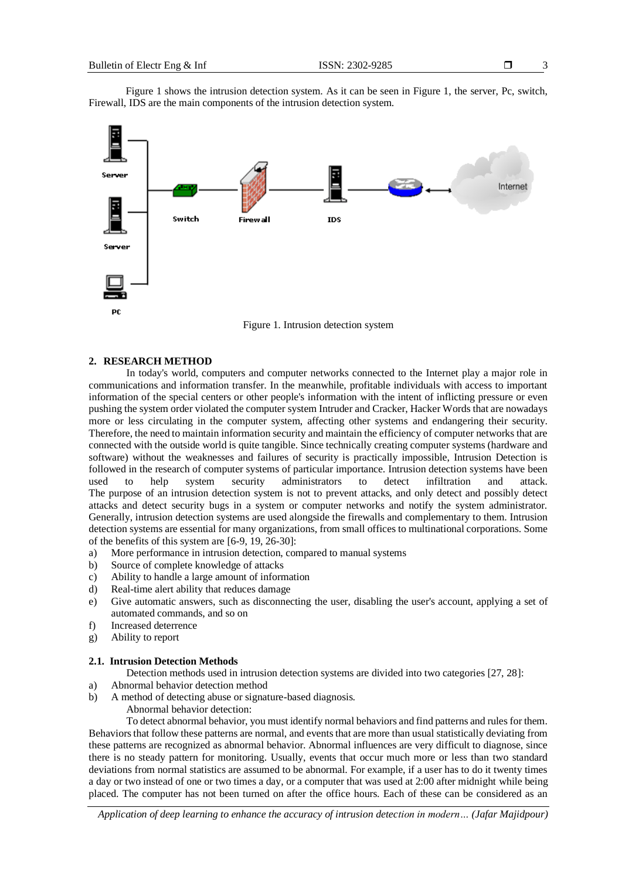Figure 1 shows the intrusion detection system. As it can be seen in Figure 1, the server, Pc, switch, Firewall, IDS are the main components of the intrusion detection system.

Figure 1. Intrusion detection system

## 2. RESEARCH METHOD

In today's world, computers and computer networks connected to the Internet play a major role in communications and information transfer. In the meanwhile, profitable individuals with access to important information of the special centers or other people's information with the intent of inflicting pressure or even pushing the system order violated the computer system Intruder and Cracker, Hacker Words that are nowadays more or less circulating in the computer system, affecting other systems and endangering their security. Therefore, the need to maintain information security and maintain the efficiency of computer networks that are connected with the outside world is quite tangible. Since technically creating computer systems (hardware and software) without the weaknesses and failures of security is practically impossible, Intrusion Detection is followed in the research of computer systems of particular importance. Intrusion detection systems have been used to help system security administrators to detect infiltration and attack. The purpose of an intrusion detection system is not to prevent attacks, and only detect and possibly detect attacks and detect security bugs in a system or computer networks and notify the system administrator. Generally, intrusion detection systems are used alongside the firewalls and complementary to them. Intrusion detection systems are essential for many organizations, from small offices to multinational corporations. Some of the benefits of this system are [6-9, 19, 26-30]:

a) More performance in intrusion detection, compared to manual systems
b) Source of complete knowledge of attacks
c) Ability to handle a large amount of information
d) Real-time alert ability that reduces damage
e) Give automatic answers, such as disconnecting the user, disabling the user's account, applying a set of automated commands, and so on
f) Increased deterrence
g) Ability to report

### 2.1. Intrusion Detection Methods

Detection methods used in intrusion detection systems are divided into two categories [27, 28]:

a) Abnormal behavior detection method
b) A method of detecting abuse or signature-based diagnosis.

Abnormal behavior detection:

To detect abnormal behavior, you must identify normal behaviors and find patterns and rules for them. Behaviors that follow these patterns are normal, and events that are more than usual statistically deviating from these patterns are recognized as abnormal behavior. Abnormal influences are very difficult to diagnose, since there is no steady pattern for monitoring. Usually, events that occur much more or less than two standard deviations from normal statistics are assumed to be abnormal. For example, if a user has to do it twenty times a day or two instead of one or two times a day, or a computer that was used at 2:00 after midnight while being placed. The computer has not been turned on after the office hours. Each of these can be considered as an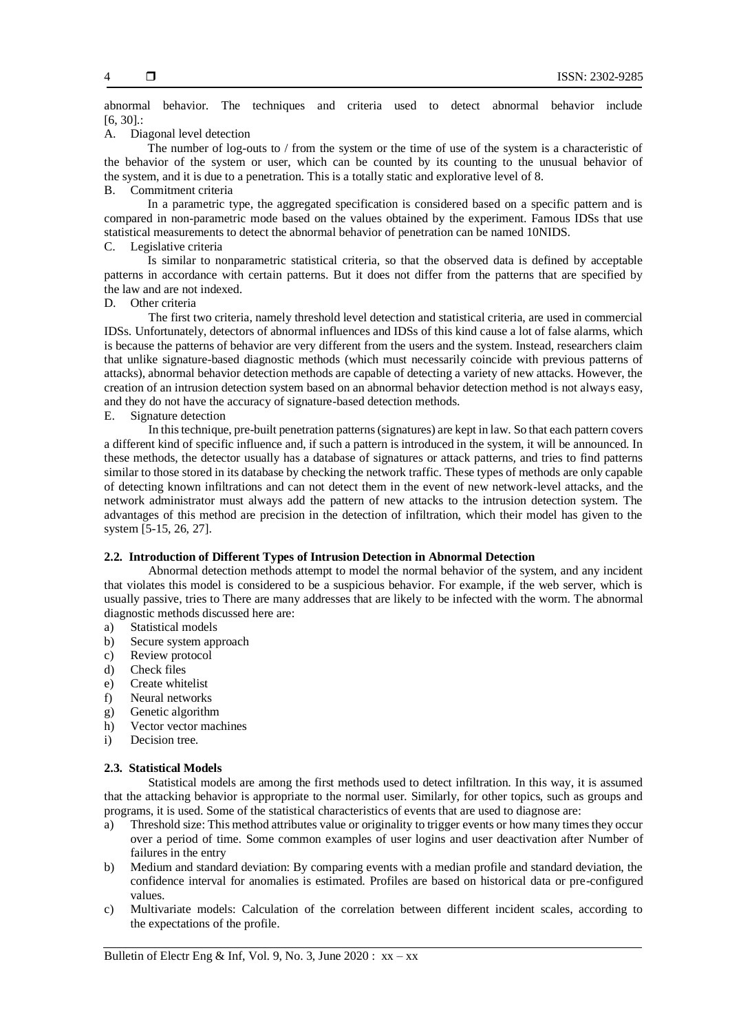abnormal behavior. The techniques and criteria used to detect abnormal behavior include [6, 30].:

A. Diagonal level detection

The number of log-outs to / from the system or the time of use of the system is a characteristic of the behavior of the system or user, which can be counted by its counting to the unusual behavior of the system, and it is due to a penetration. This is a totally static and explorative level of 8.

B. Commitment criteria

In a parametric type, the aggregated specification is considered based on a specific pattern and is compared in non-parametric mode based on the values obtained by the experiment. Famous IDSs that use statistical measurements to detect the abnormal behavior of penetration can be named 10NIDS.

C. Legislative criteria

Is similar to nonparametric statistical criteria, so that the observed data is defined by acceptable patterns in accordance with certain patterns. But it does not differ from the patterns that are specified by the law and are not indexed.

D. Other criteria

The first two criteria, namely threshold level detection and statistical criteria, are used in commercial IDSs. Unfortunately, detectors of abnormal influences and IDSs of this kind cause a lot of false alarms, which is because the patterns of behavior are very different from the users and the system. Instead, researchers claim that unlike signature-based diagnostic methods (which must necessarily coincide with previous patterns of attacks), abnormal behavior detection methods are capable of detecting a variety of new attacks. However, the creation of an intrusion detection system based on an abnormal behavior detection method is not always easy, and they do not have the accuracy of signature-based detection methods.

E. Signature detection

In this technique, pre-built penetration patterns (signatures) are kept in law. So that each pattern covers a different kind of specific influence and, if such a pattern is introduced in the system, it will be announced. In these methods, the detector usually has a database of signatures or attack patterns, and tries to find patterns similar to those stored in its database by checking the network traffic. These types of methods are only capable of detecting known infiltrations and can not detect them in the event of new network-level attacks, and the network administrator must always add the pattern of new attacks to the intrusion detection system. The advantages of this method are precision in the detection of infiltration, which their model has given to the system [5-15, 26, 27].

### 2.2. Introduction of Different Types of Intrusion Detection in Abnormal Detection

Abnormal detection methods attempt to model the normal behavior of the system, and any incident that violates this model is considered to be a suspicious behavior. For example, if the web server, which is usually passive, tries to There are many addresses that are likely to be infected with the worm. The abnormal diagnostic methods discussed here are:

a) Statistical models
b) Secure system approach
c) Review protocol
d) Check files
e) Create whitelist
f) Neural networks
g) Genetic algorithm
h) Vector vector machines
i) Decision tree.

### 2.3. Statistical Models

Statistical models are among the first methods used to detect infiltration. In this way, it is assumed that the attacking behavior is appropriate to the normal user. Similarly, for other topics, such as groups and programs, it is used. Some of the statistical characteristics of events that are used to diagnose are:

a) Threshold size: This method attributes value or originality to trigger events or how many times they occur over a period of time. Some common examples of user logins and user deactivation after Number of failures in the entry
b) Medium and standard deviation: By comparing events with a median profile and standard deviation, the confidence interval for anomalies is estimated. Profiles are based on historical data or pre-configured values.
c) Multivariate models: Calculation of the correlation between different incident scales, according to the expectations of the profile.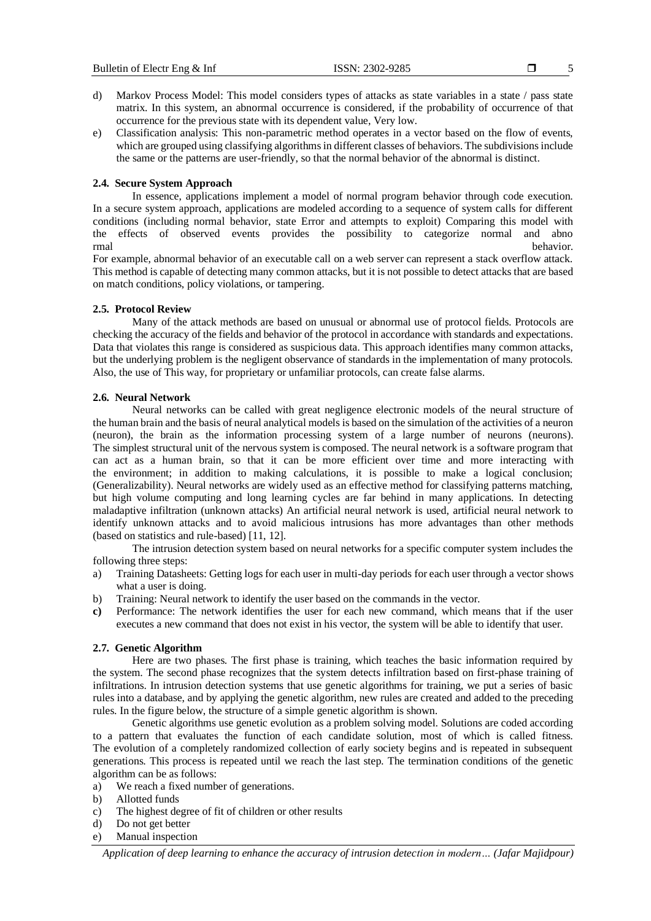d) Markov Process Model: This model considers types of attacks as state variables in a state / pass state matrix. In this system, an abnormal occurrence is considered, if the probability of occurrence of that occurrence for the previous state with its dependent value, Very low.

e) Classification analysis: This non-parametric method operates in a vector based on the flow of events, which are grouped using classifying algorithms in different classes of behaviors. The subdivisions include the same or the patterns are user-friendly, so that the normal behavior of the abnormal is distinct.

### 2.4. Secure System Approach

In essence, applications implement a model of normal program behavior through code execution. In a secure system approach, applications are modeled according to a sequence of system calls for different conditions (including normal behavior, state Error and attempts to exploit) Comparing this model with the effects of observed events provides the possibility to categorize normal and abno rmal behavior.

For example, abnormal behavior of an executable call on a web server can represent a stack overflow attack. This method is capable of detecting many common attacks, but it is not possible to detect attacks that are based on match conditions, policy violations, or tampering.

### 2.5. Protocol Review

Many of the attack methods are based on unusual or abnormal use of protocol fields. Protocols are checking the accuracy of the fields and behavior of the protocol in accordance with standards and expectations. Data that violates this range is considered as suspicious data. This approach identifies many common attacks, but the underlying problem is the negligent observance of standards in the implementation of many protocols. Also, the use of This way, for proprietary or unfamiliar protocols, can create false alarms.

### 2.6. Neural Network

Neural networks can be called with great negligence electronic models of the neural structure of the human brain and the basis of neural analytical models is based on the simulation of the activities of a neuron (neuron), the brain as the information processing system of a large number of neurons (neurons). The simplest structural unit of the nervous system is composed. The neural network is a software program that can act as a human brain, so that it can be more efficient over time and more interacting with the environment; in addition to making calculations, it is possible to make a logical conclusion; (Generalizability). Neural networks are widely used as an effective method for classifying patterns matching, but high volume computing and long learning cycles are far behind in many applications. In detecting maladaptive infiltration (unknown attacks) An artificial neural network is used, artificial neural network to identify unknown attacks and to avoid malicious intrusions has more advantages than other methods (based on statistics and rule-based) [11, 12].

The intrusion detection system based on neural networks for a specific computer system includes the following three steps:

a) Training Datasheets: Getting logs for each user in multi-day periods for each user through a vector shows what a user is doing.
b) Training: Neural network to identify the user based on the commands in the vector.
c) Performance: The network identifies the user for each new command, which means that if the user executes a new command that does not exist in his vector, the system will be able to identify that user.

### 2.7. Genetic Algorithm

Here are two phases. The first phase is training, which teaches the basic information required by the system. The second phase recognizes that the system detects infiltration based on first-phase training of infiltrations. In intrusion detection systems that use genetic algorithms for training, we put a series of basic rules into a database, and by applying the genetic algorithm, new rules are created and added to the preceding rules. In the figure below, the structure of a simple genetic algorithm is shown.

Genetic algorithms use genetic evolution as a problem solving model. Solutions are coded according to a pattern that evaluates the function of each candidate solution, most of which is called fitness. The evolution of a completely randomized collection of early society begins and is repeated in subsequent generations. This process is repeated until we reach the last step. The termination conditions of the genetic algorithm can be as follows:

a) We reach a fixed number of generations.
b) Allotted funds
c) The highest degree of fit of children or other results
d) Do not get better
e) Manual inspection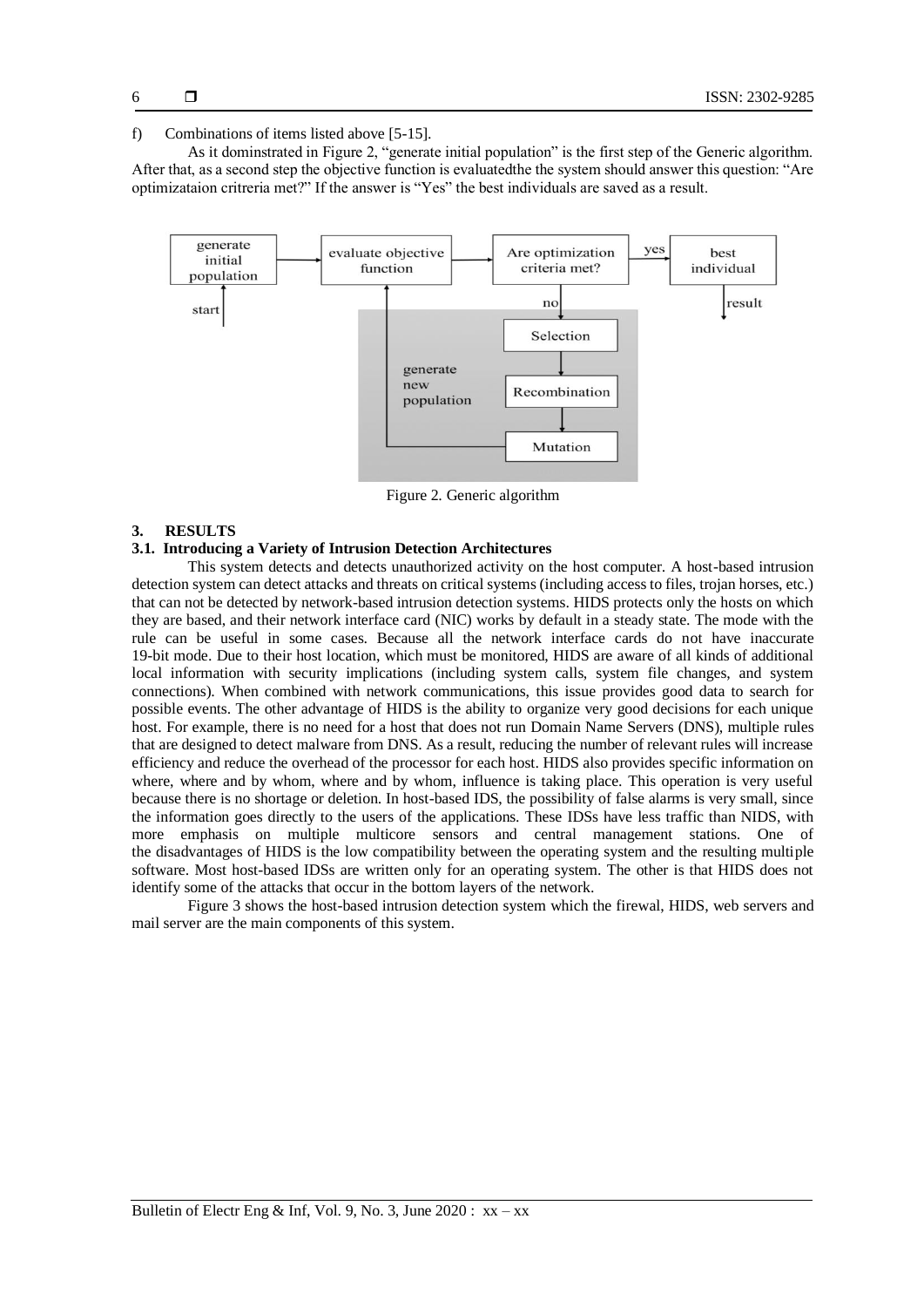f) Combinations of items listed above [5-15].

As it dominstrated in Figure 2, "generate initial population" is the first step of the Generic algorithm. After that, as a second step the objective function is evaluatedthe the system should answer this question: "Are optimizataion critreria met?" If the answer is "Yes" the best individuals are saved as a result.

Figure 2. Generic algorithm

## 3. RESULTS

### 3.1. Introducing a Variety of Intrusion Detection Architectures

This system detects and detects unauthorized activity on the host computer. A host-based intrusion detection system can detect attacks and threats on critical systems (including access to files, trojan horses, etc.) that can not be detected by network-based intrusion detection systems. HIDS protects only the hosts on which they are based, and their network interface card (NIC) works by default in a steady state. The mode with the rule can be useful in some cases. Because all the network interface cards do not have inaccurate 19-bit mode. Due to their host location, which must be monitored, HIDS are aware of all kinds of additional local information with security implications (including system calls, system file changes, and system connections). When combined with network communications, this issue provides good data to search for possible events. The other advantage of HIDS is the ability to organize very good decisions for each unique host. For example, there is no need for a host that does not run Domain Name Servers (DNS), multiple rules that are designed to detect malware from DNS. As a result, reducing the number of relevant rules will increase efficiency and reduce the overhead of the processor for each host. HIDS also provides specific information on where, where and by whom, where and by whom, influence is taking place. This operation is very useful because there is no shortage or deletion. In host-based IDS, the possibility of false alarms is very small, since the information goes directly to the users of the applications. These IDSs have less traffic than NIDS, with more emphasis on multiple multicore sensors and central management stations. One of the disadvantages of HIDS is the low compatibility between the operating system and the resulting multiple software. Most host-based IDSs are written only for an operating system. The other is that HIDS does not identify some of the attacks that occur in the bottom layers of the network.

Figure 3 shows the host-based intrusion detection system which the firewal, HIDS, web servers and mail server are the main components of this system.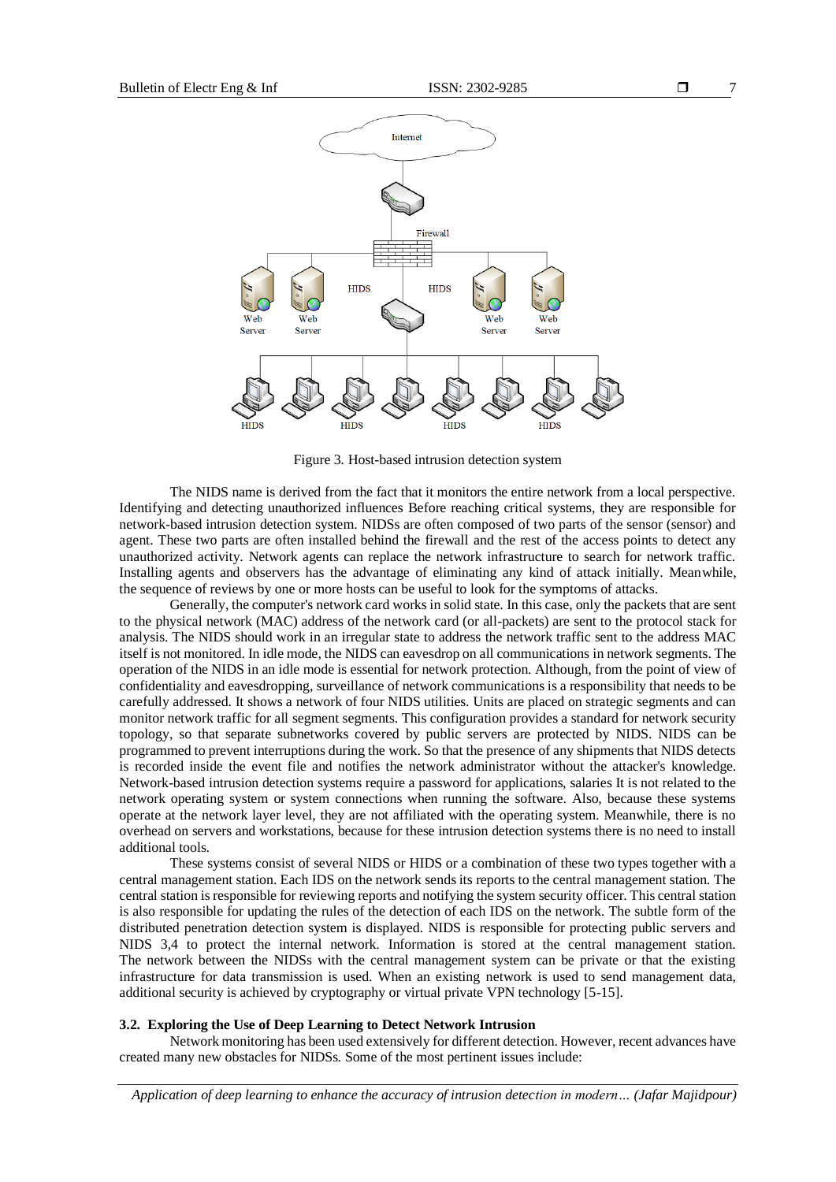Figure 3. Host-based intrusion detection system

The NIDS name is derived from the fact that it monitors the entire network from a local perspective. Identifying and detecting unauthorized influences Before reaching critical systems, they are responsible for network-based intrusion detection system. NIDSs are often composed of two parts of the sensor (sensor) and agent. These two parts are often installed behind the firewall and the rest of the access points to detect any unauthorized activity. Network agents can replace the network infrastructure to search for network traffic. Installing agents and observers has the advantage of eliminating any kind of attack initially. Meanwhile, the sequence of reviews by one or more hosts can be useful to look for the symptoms of attacks.

Generally, the computer's network card works in solid state. In this case, only the packets that are sent to the physical network (MAC) address of the network card (or all-packets) are sent to the protocol stack for analysis. The NIDS should work in an irregular state to address the network traffic sent to the address MAC itself is not monitored. In idle mode, the NIDS can eavesdrop on all communications in network segments. The operation of the NIDS in an idle mode is essential for network protection. Although, from the point of view of confidentiality and eavesdropping, surveillance of network communications is a responsibility that needs to be carefully addressed. It shows a network of four NIDS utilities. Units are placed on strategic segments and can monitor network traffic for all segment segments. This configuration provides a standard for network security topology, so that separate subnetworks covered by public servers are protected by NIDS. NIDS can be programmed to prevent interruptions during the work. So that the presence of any shipments that NIDS detects is recorded inside the event file and notifies the network administrator without the attacker's knowledge. Network-based intrusion detection systems require a password for applications, salaries It is not related to the network operating system or system connections when running the software. Also, because these systems operate at the network layer level, they are not affiliated with the operating system. Meanwhile, there is no overhead on servers and workstations, because for these intrusion detection systems there is no need to install additional tools.

These systems consist of several NIDS or HIDS or a combination of these two types together with a central management station. Each IDS on the network sends its reports to the central management station. The central station is responsible for reviewing reports and notifying the system security officer. This central station is also responsible for updating the rules of the detection of each IDS on the network. The subtle form of the distributed penetration detection system is displayed. NIDS is responsible for protecting public servers and NIDS 3,4 to protect the internal network. Information is stored at the central management station. The network between the NIDSs with the central management system can be private or that the existing infrastructure for data transmission is used. When an existing network is used to send management data, additional security is achieved by cryptography or virtual private VPN technology [5-15].

### 3.2. Exploring the Use of Deep Learning to Detect Network Intrusion

Network monitoring has been used extensively for different detection. However, recent advances have created many new obstacles for NIDSs. Some of the most pertinent issues include: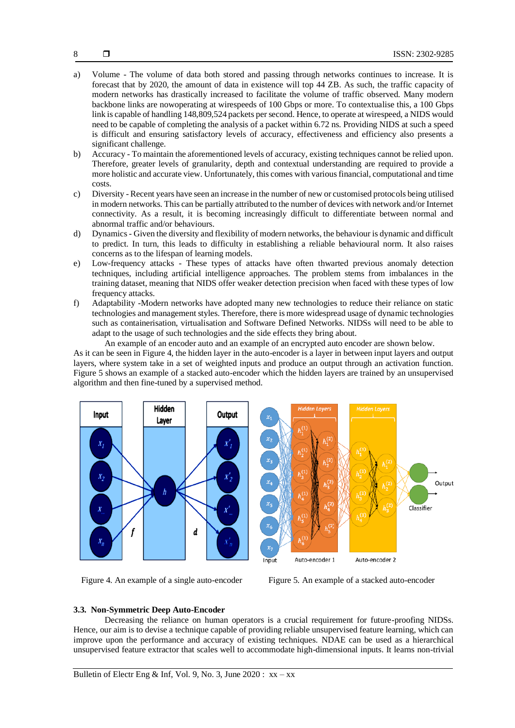a) Volume - The volume of data both stored and passing through networks continues to increase. It is forecast that by 2020, the amount of data in existence will top 44 ZB. As such, the traffic capacity of modern networks has drastically increased to facilitate the volume of traffic observed. Many modern backbone links are nowoperating at wirespeeds of 100 Gbps or more. To contextualise this, a 100 Gbps link is capable of handling 148,809,524 packets per second. Hence, to operate at wirespeed, a NIDS would need to be capable of completing the analysis of a packet within 6.72 ns. Providing NIDS at such a speed is difficult and ensuring satisfactory levels of accuracy, effectiveness and efficiency also presents a significant challenge.

b) Accuracy - To maintain the aforementioned levels of accuracy, existing techniques cannot be relied upon. Therefore, greater levels of granularity, depth and contextual understanding are required to provide a more holistic and accurate view. Unfortunately, this comes with various financial, computational and time costs.

c) Diversity - Recent years have seen an increase in the number of new or customised protocols being utilised in modern networks. This can be partially attributed to the number of devices with network and/or Internet connectivity. As a result, it is becoming increasingly difficult to differentiate between normal and abnormal traffic and/or behaviours.

d) Dynamics - Given the diversity and flexibility of modern networks, the behaviour is dynamic and difficult to predict. In turn, this leads to difficulty in establishing a reliable behavioural norm. It also raises concerns as to the lifespan of learning models.

e) Low-frequency attacks - These types of attacks have often thwarted previous anomaly detection techniques, including artificial intelligence approaches. The problem stems from imbalances in the training dataset, meaning that NIDS offer weaker detection precision when faced with these types of low frequency attacks.

f) Adaptability -Modern networks have adopted many new technologies to reduce their reliance on static technologies and management styles. Therefore, there is more widespread usage of dynamic technologies such as containerisation, virtualisation and Software Defined Networks. NIDSs will need to be able to adapt to the usage of such technologies and the side effects they bring about.

An example of an encoder auto and an example of an encrypted auto encoder are shown below. As it can be seen in Figure 4, the hidden layer in the auto-encoder is a layer in between input layers and output layers, where system take in a set of weighted inputs and produce an output through an activation function. Figure 5 shows an example of a stacked auto-encoder which the hidden layers are trained by an unsupervised algorithm and then fine-tuned by a supervised method.

Figure 4. An example of a single auto-encoder

Figure 5. An example of a stacked auto-encoder

### 3.3. Non-Symmetric Deep Auto-Encoder

Decreasing the reliance on human operators is a crucial requirement for future-proofing NIDSs. Hence, our aim is to devise a technique capable of providing reliable unsupervised feature learning, which can improve upon the performance and accuracy of existing techniques. NDAE can be used as a hierarchical unsupervised feature extractor that scales well to accommodate high-dimensional inputs. It learns non-trivial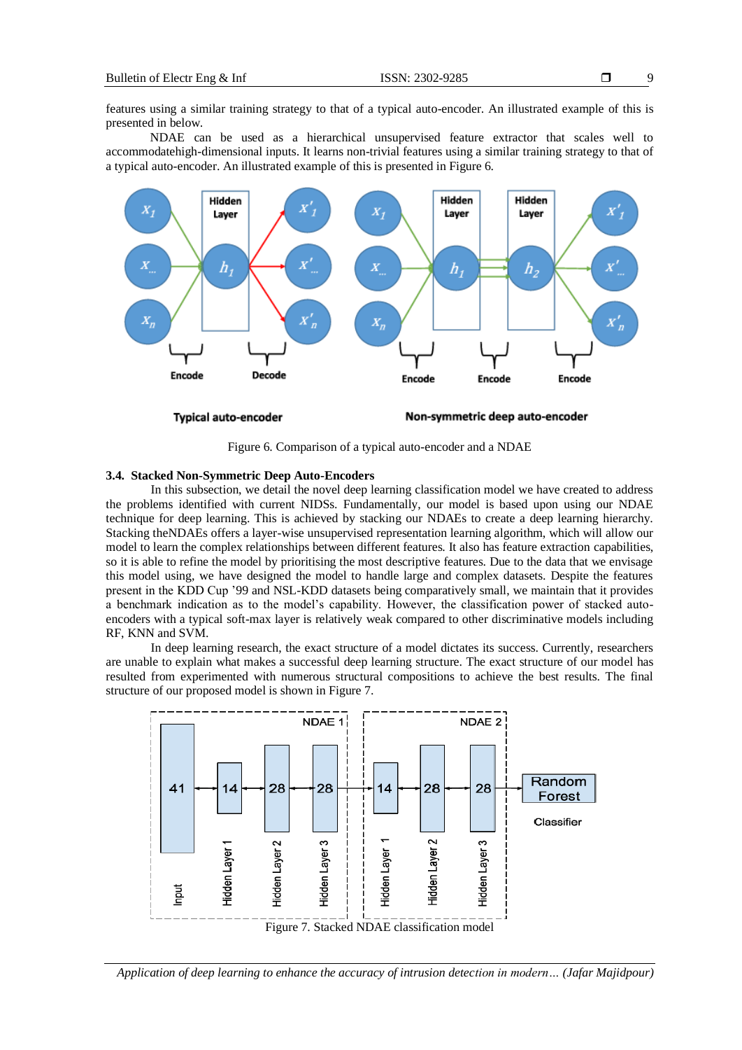features using a similar training strategy to that of a typical auto-encoder. An illustrated example of this is presented in below.

NDAE can be used as a hierarchical unsupervised feature extractor that scales well to accommodatehigh-dimensional inputs. It learns non-trivial features using a similar training strategy to that of a typical auto-encoder. An illustrated example of this is presented in Figure 6.

Figure 6. Comparison of a typical auto-encoder and a NDAE

### 3.4. Stacked Non-Symmetric Deep Auto-Encoders

In this subsection, we detail the novel deep learning classification model we have created to address the problems identified with current NIDSs. Fundamentally, our model is based upon using our NDAE technique for deep learning. This is achieved by stacking our NDAEs to create a deep learning hierarchy. Stacking theNDAEs offers a layer-wise unsupervised representation learning algorithm, which will allow our model to learn the complex relationships between different features. It also has feature extraction capabilities, so it is able to refine the model by prioritising the most descriptive features. Due to the data that we envisage this model using, we have designed the model to handle large and complex datasets. Despite the features present in the KDD Cup '99 and NSL-KDD datasets being comparatively small, we maintain that it provides a benchmark indication as to the model's capability. However, the classification power of stacked auto-encoders with a typical soft-max layer is relatively weak compared to other discriminative models including RF, KNN and SVM.

In deep learning research, the exact structure of a model dictates its success. Currently, researchers are unable to explain what makes a successful deep learning structure. The exact structure of our model has resulted from experimented with numerous structural compositions to achieve the best results. The final structure of our proposed model is shown in Figure 7.

Figure 7. Stacked NDAE classification model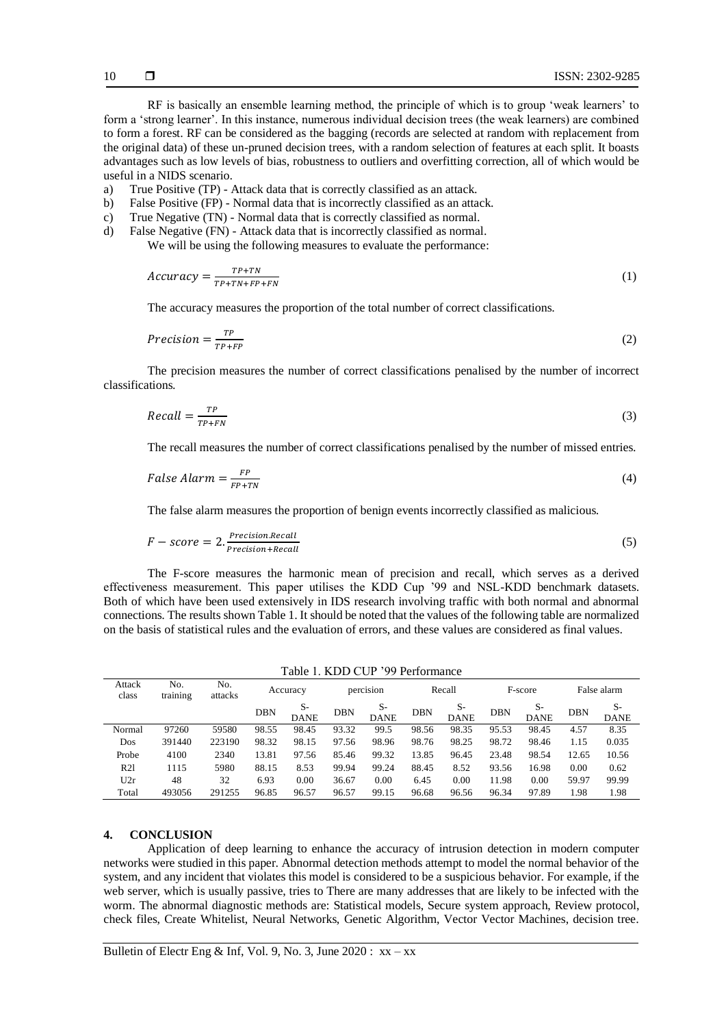RF is basically an ensemble learning method, the principle of which is to group 'weak learners' to form a 'strong learner'. In this instance, numerous individual decision trees (the weak learners) are combined to form a forest. RF can be considered as the bagging (records are selected at random with replacement from the original data) of these un-pruned decision trees, with a random selection of features at each split. It boasts advantages such as low levels of bias, robustness to outliers and overfitting correction, all of which would be useful in a NIDS scenario.

a) True Positive (TP) - Attack data that is correctly classified as an attack.
b) False Positive (FP) - Normal data that is incorrectly classified as an attack.
c) True Negative (TN) - Normal data that is correctly classified as normal.
d) False Negative (FN) - Attack data that is incorrectly classified as normal.

We will be using the following measures to evaluate the performance:

$$Accuracy = \frac{TP+TN}{TP+TN+FP+FN} \tag{1}$$

The accuracy measures the proportion of the total number of correct classifications.

$$Precision = \frac{TP}{TP+FP} \tag{2}$$

The precision measures the number of correct classifications penalised by the number of incorrect classifications.

$$Recall = \frac{TP}{TP+FN} \tag{3}$$

The recall measures the number of correct classifications penalised by the number of missed entries.

$$False\ Alarm = \frac{FP}{FP+TN} \tag{4}$$

The false alarm measures the proportion of benign events incorrectly classified as malicious.

$$F - score = 2.\frac{Precision.Recall}{Precision+Recall} \tag{5}$$

The F-score measures the harmonic mean of precision and recall, which serves as a derived effectiveness measurement. This paper utilises the KDD Cup '99 and NSL-KDD benchmark datasets. Both of which have been used extensively in IDS research involving traffic with both normal and abnormal connections. The results shown Table 1. It should be noted that the values of the following table are normalized on the basis of statistical rules and the evaluation of errors, and these values are considered as final values.

Table 1. KDD CUP '99 Performance

| Attack class | No. training | No. attacks | Accuracy | | percision | | Recall | | F-score | | False alarm | |
|---|---|---|---|---|---|---|---|---|---|---|---|---|
| | | | DBN | S-DANE | DBN | S-DANE | DBN | S-DANE | DBN | S-DANE | DBN | S-DANE |
| Normal | 97260 | 59580 | 98.55 | 98.45 | 93.32 | 99.5 | 98.56 | 98.35 | 95.53 | 98.45 | 4.57 | 8.35 |
| Dos | 391440 | 223190 | 98.32 | 98.15 | 97.56 | 98.96 | 98.76 | 98.25 | 98.72 | 98.46 | 1.15 | 0.035 |
| Probe | 4100 | 2340 | 13.81 | 97.56 | 85.46 | 99.32 | 13.85 | 96.45 | 23.48 | 98.54 | 12.65 | 10.56 |
| R2l | 1115 | 5980 | 88.15 | 8.53 | 99.94 | 99.24 | 88.45 | 8.52 | 93.56 | 16.98 | 0.00 | 0.62 |
| U2r | 48 | 32 | 6.93 | 0.00 | 36.67 | 0.00 | 6.45 | 0.00 | 11.98 | 0.00 | 59.97 | 99.99 |
| Total | 493056 | 291255 | 96.85 | 96.57 | 96.57 | 99.15 | 96.68 | 96.56 | 96.34 | 97.89 | 1.98 | 1.98 |

## 4. CONCLUSION

Application of deep learning to enhance the accuracy of intrusion detection in modern computer networks were studied in this paper. Abnormal detection methods attempt to model the normal behavior of the system, and any incident that violates this model is considered to be a suspicious behavior. For example, if the web server, which is usually passive, tries to There are many addresses that are likely to be infected with the worm. The abnormal diagnostic methods are: Statistical models, Secure system approach, Review protocol, check files, Create Whitelist, Neural Networks, Genetic Algorithm, Vector Vector Machines, decision tree.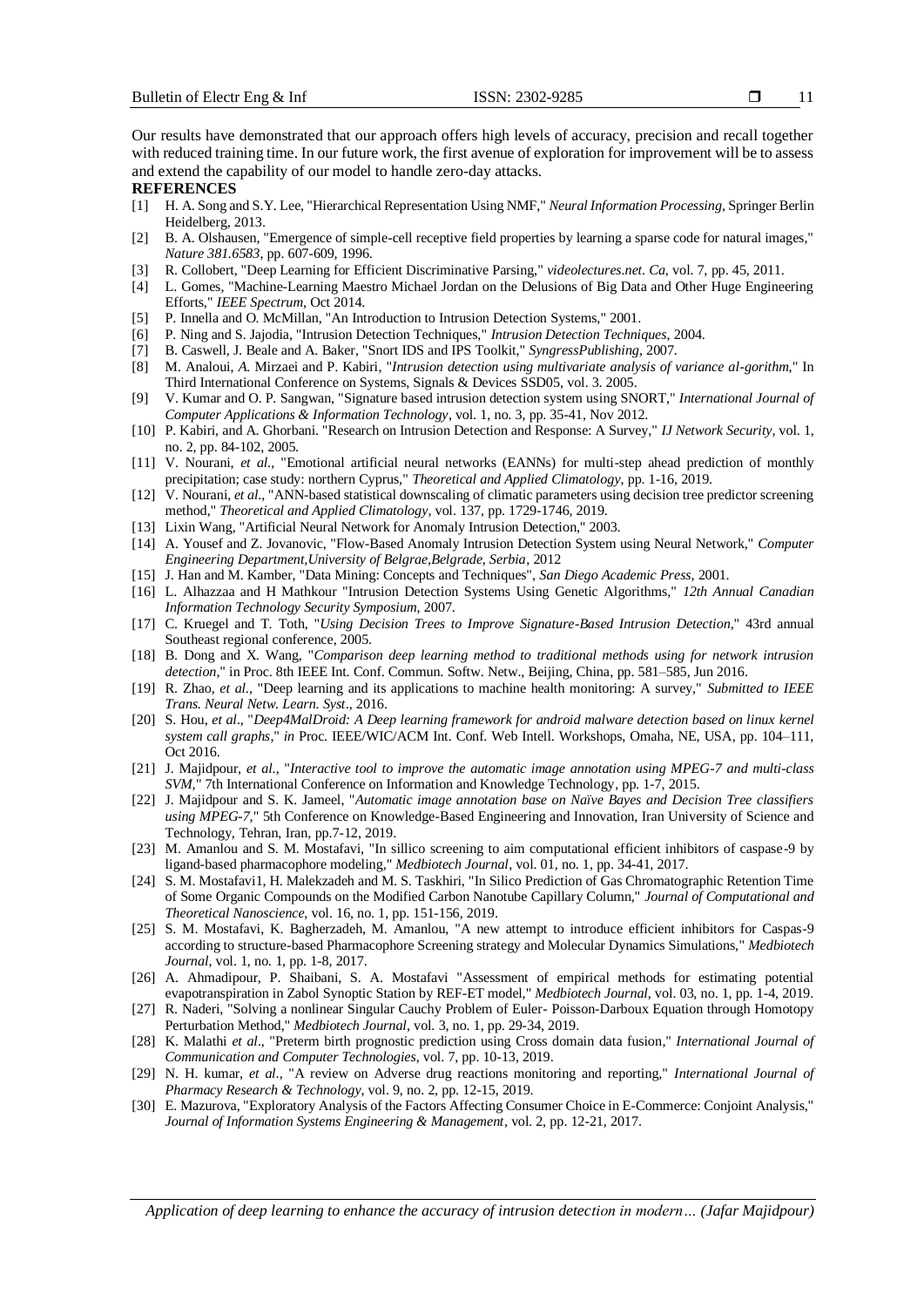Our results have demonstrated that our approach offers high levels of accuracy, precision and recall together with reduced training time. In our future work, the first avenue of exploration for improvement will be to assess and extend the capability of our model to handle zero-day attacks.

**REFERENCES**

[1] H. A. Song and S.Y. Lee, "Hierarchical Representation Using NMF," *Neural Information Processing*, Springer Berlin Heidelberg, 2013.

[2] B. A. Olshausen, "Emergence of simple-cell receptive field properties by learning a sparse code for natural images," *Nature 381.6583*, pp. 607-609, 1996.

[3] R. Collobert, "Deep Learning for Efficient Discriminative Parsing," *videolectures.net. Ca*, vol. 7, pp. 45, 2011.

[4] L. Gomes, "Machine-Learning Maestro Michael Jordan on the Delusions of Big Data and Other Huge Engineering Efforts," *IEEE Spectrum*, Oct 2014.

[5] P. Innella and O. McMillan, "An Introduction to Intrusion Detection Systems," 2001.

[6] P. Ning and S. Jajodia, "Intrusion Detection Techniques," *Intrusion Detection Techniques*, 2004.

[7] B. Caswell, J. Beale and A. Baker, "Snort IDS and IPS Toolkit," *SyngressPublishing*, 2007.

[8] M. Analoui, *A.* Mirzaei and P. Kabiri, "*Intrusion detection using multivariate analysis of variance al-gorithm*," In Third International Conference on Systems, Signals & Devices SSD05, vol. 3. 2005.

[9] V. Kumar and O. P. Sangwan, "Signature based intrusion detection system using SNORT," *International Journal of Computer Applications & Information Technology*, vol. 1, no. 3, pp. 35-41, Nov 2012.

[10] P. Kabiri, and A. Ghorbani. "Research on Intrusion Detection and Response: A Survey," *IJ Network Security*, vol. 1, no. 2, pp. 84-102, 2005.

[11] V. Nourani, *et al.*, "Emotional artificial neural networks (EANNs) for multi-step ahead prediction of monthly precipitation; case study: northern Cyprus," *Theoretical and Applied Climatology*, pp. 1-16, 2019.

[12] V. Nourani, *et al.*, "ANN-based statistical downscaling of climatic parameters using decision tree predictor screening method," *Theoretical and Applied Climatology*, vol. 137, pp. 1729-1746, 2019.

[13] Lixin Wang, "Artificial Neural Network for Anomaly Intrusion Detection," 2003.

[14] A. Yousef and Z. Jovanovic, "Flow-Based Anomaly Intrusion Detection System using Neural Network," *Computer Engineering Department,University of Belgrae,Belgrade, Serbia*, 2012

[15] J. Han and M. Kamber, "Data Mining: Concepts and Techniques", *San Diego Academic Press*, 2001.

[16] L. Alhazzaa and H Mathkour "Intrusion Detection Systems Using Genetic Algorithms," *12th Annual Canadian Information Technology Security Symposium*, 2007.

[17] C. Kruegel and T. Toth, "*Using Decision Trees to Improve Signature-Based Intrusion Detection*," 43rd annual Southeast regional conference, 2005.

[18] B. Dong and X. Wang, "*Comparison deep learning method to traditional methods using for network intrusion detection*," in Proc. 8th IEEE Int. Conf. Commun. Softw. Netw., Beijing, China, pp. 581–585, Jun 2016.

[19] R. Zhao, *et al.*, "Deep learning and its applications to machine health monitoring: A survey," *Submitted to IEEE Trans. Neural Netw. Learn. Syst*., 2016.

[20] S. Hou, *et al*., "*Deep4MalDroid: A Deep learning framework for android malware detection based on linux kernel system call graphs*," *in* Proc. IEEE/WIC/ACM Int. Conf. Web Intell. Workshops, Omaha, NE, USA, pp. 104–111, Oct 2016.

[21] J. Majidpour, *et al.*, "*Interactive tool to improve the automatic image annotation using MPEG-7 and multi-class SVM*," 7th International Conference on Information and Knowledge Technology, pp. 1-7, 2015.

[22] J. Majidpour and S. K. Jameel, "*Automatic image annotation base on Naïve Bayes and Decision Tree classifiers using MPEG-7*," 5th Conference on Knowledge-Based Engineering and Innovation, Iran University of Science and Technology, Tehran, Iran, pp.7-12, 2019.

[23] M. Amanlou and S. M. Mostafavi, "In sillico screening to aim computational efficient inhibitors of caspase-9 by ligand-based pharmacophore modeling," *Medbiotech Journal*, vol. 01, no. 1, pp. 34-41, 2017.

[24] S. M. Mostafavi1, H. Malekzadeh and M. S. Taskhiri, "In Silico Prediction of Gas Chromatographic Retention Time of Some Organic Compounds on the Modified Carbon Nanotube Capillary Column," *Journal of Computational and Theoretical Nanoscience*, vol. 16, no. 1, pp. 151-156, 2019.

[25] S. M. Mostafavi, K. Bagherzadeh, M. Amanlou, "A new attempt to introduce efficient inhibitors for Caspas-9 according to structure-based Pharmacophore Screening strategy and Molecular Dynamics Simulations," *Medbiotech Journal*, vol. 1, no. 1, pp. 1-8, 2017.

[26] A. Ahmadipour, P. Shaibani, S. A. Mostafavi "Assessment of empirical methods for estimating potential evapotranspiration in Zabol Synoptic Station by REF-ET model," *Medbiotech Journal*, vol. 03, no. 1, pp. 1-4, 2019.

[27] R. Naderi, "Solving a nonlinear Singular Cauchy Problem of Euler- Poisson-Darboux Equation through Homotopy Perturbation Method," *Medbiotech Journal*, vol. 3, no. 1, pp. 29-34, 2019.

[28] K. Malathi *et al*., "Preterm birth prognostic prediction using Cross domain data fusion," *International Journal of Communication and Computer Technologies*, vol. 7, pp. 10-13, 2019.

[29] N. H. kumar, *et al*., "A review on Adverse drug reactions monitoring and reporting," *International Journal of Pharmacy Research & Technology*, vol. 9, no. 2, pp. 12-15, 2019.

[30] E. Mazurova, "Exploratory Analysis of the Factors Affecting Consumer Choice in E-Commerce: Conjoint Analysis," *Journal of Information Systems Engineering & Management*, vol. 2, pp. 12-21, 2017.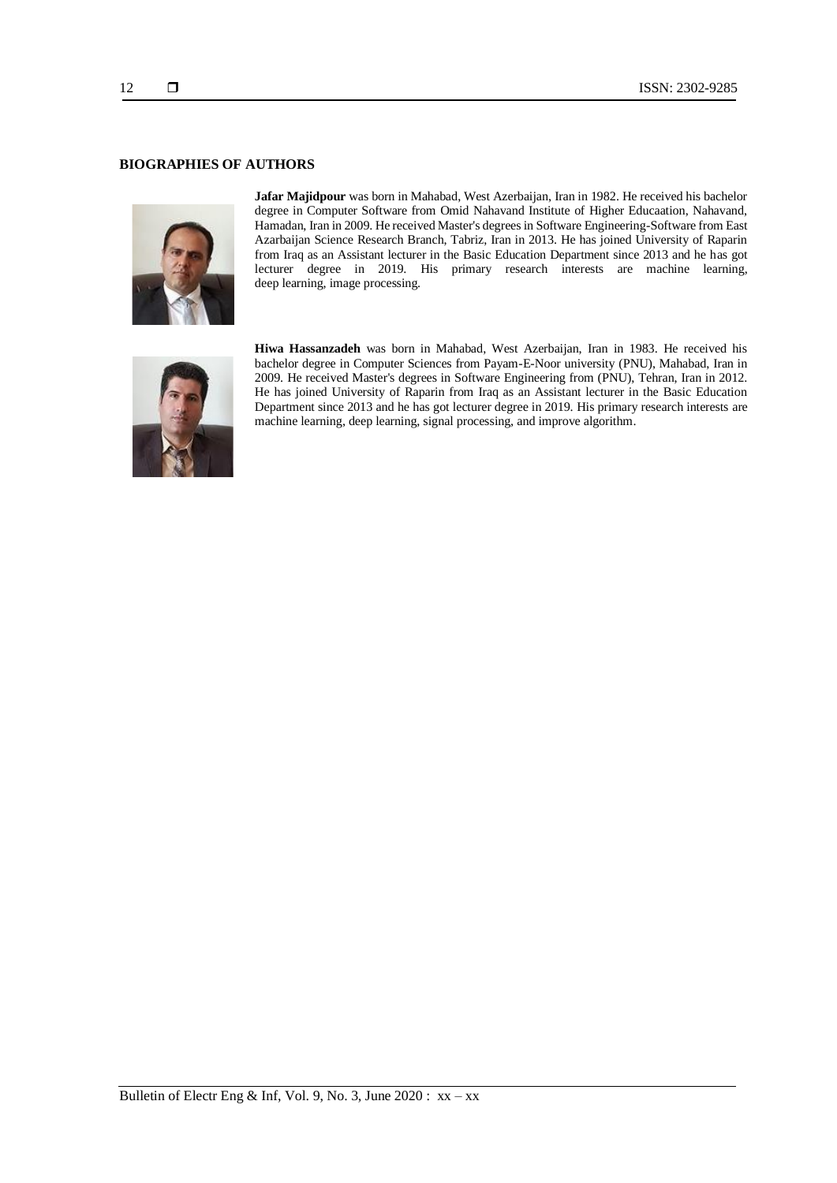## BIOGRAPHIES OF AUTHORS

**Jafar Majidpour** was born in Mahabad, West Azerbaijan, Iran in 1982. He received his bachelor degree in Computer Software from Omid Nahavand Institute of Higher Educaation, Nahavand, Hamadan, Iran in 2009. He received Master's degrees in Software Engineering-Software from East Azarbaijan Science Research Branch, Tabriz, Iran in 2013. He has joined University of Raparin from Iraq as an Assistant lecturer in the Basic Education Department since 2013 and he has got lecturer degree in 2019. His primary research interests are machine learning, deep learning, image processing.

**Hiwa Hassanzadeh** was born in Mahabad, West Azerbaijan, Iran in 1983. He received his bachelor degree in Computer Sciences from Payam-E-Noor university (PNU), Mahabad, Iran in 2009. He received Master's degrees in Software Engineering from (PNU), Tehran, Iran in 2012. He has joined University of Raparin from Iraq as an Assistant lecturer in the Basic Education Department since 2013 and he has got lecturer degree in 2019. His primary research interests are machine learning, deep learning, signal processing, and improve algorithm.